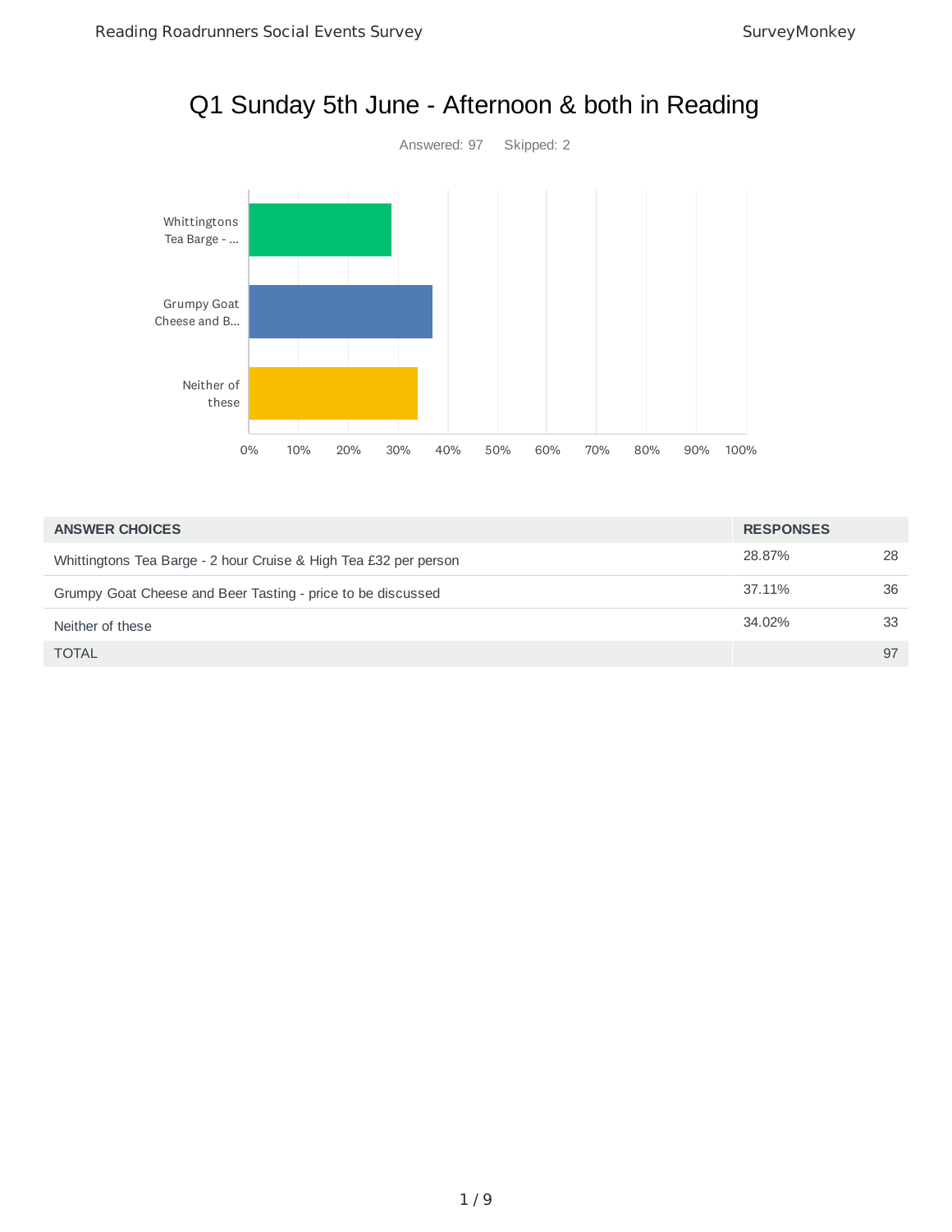# Q1 Sunday 5th June - Afternoon & both in Reading

Answered: 97    Skipped: 2

| ANSWER CHOICES | RESPONSES | |
|---|---|---|
| Whittingtons Tea Barge - 2 hour Cruise & High Tea £32 per person | 28.87% | 28 |
| Grumpy Goat Cheese and Beer Tasting - price to be discussed | 37.11% | 36 |
| Neither of these | 34.02% | 33 |
| TOTAL | | 97 |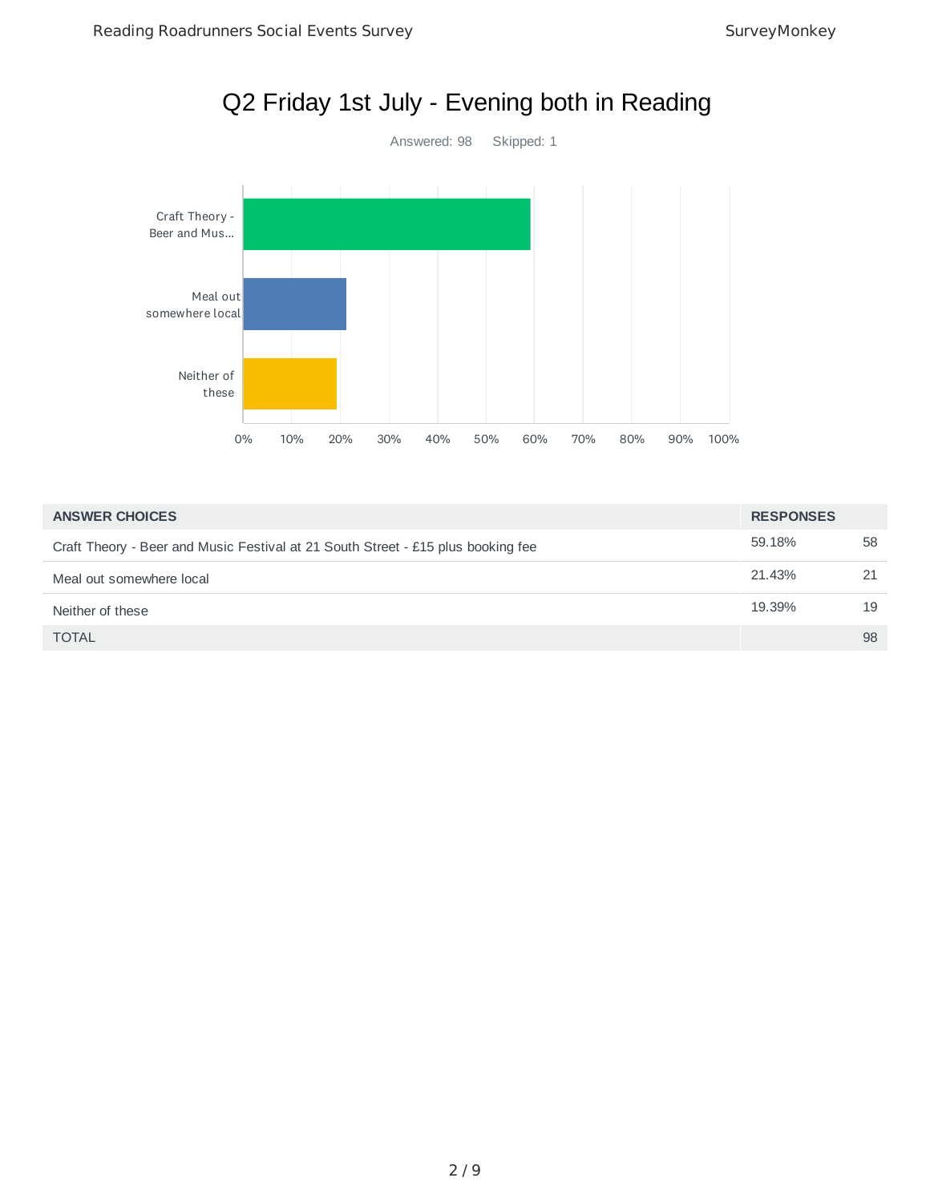# Q2 Friday 1st July - Evening both in Reading

Answered: 98 Skipped: 1

| ANSWER CHOICES | RESPONSES | |
|---|---|---|
| Craft Theory - Beer and Music Festival at 21 South Street - £15 plus booking fee | 59.18% | 58 |
| Meal out somewhere local | 21.43% | 21 |
| Neither of these | 19.39% | 19 |
| TOTAL | | 98 |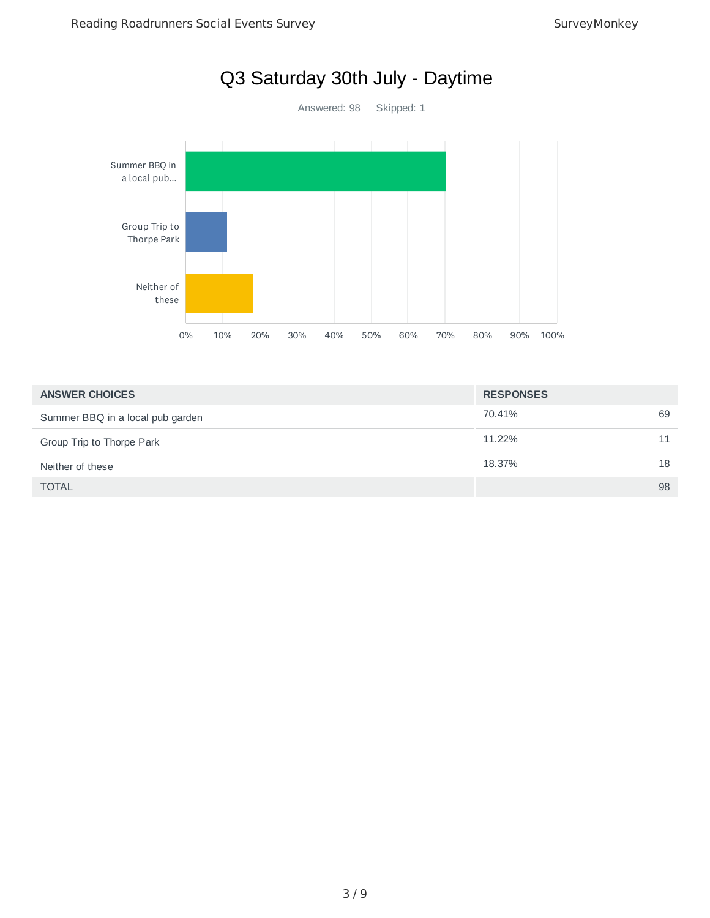# Q3 Saturday 30th July - Daytime

Answered: 98 Skipped: 1

| ANSWER CHOICES | RESPONSES | |
|---|---|---|
| Summer BBQ in a local pub garden | 70.41% | 69 |
| Group Trip to Thorpe Park | 11.22% | 11 |
| Neither of these | 18.37% | 18 |
| TOTAL | | 98 |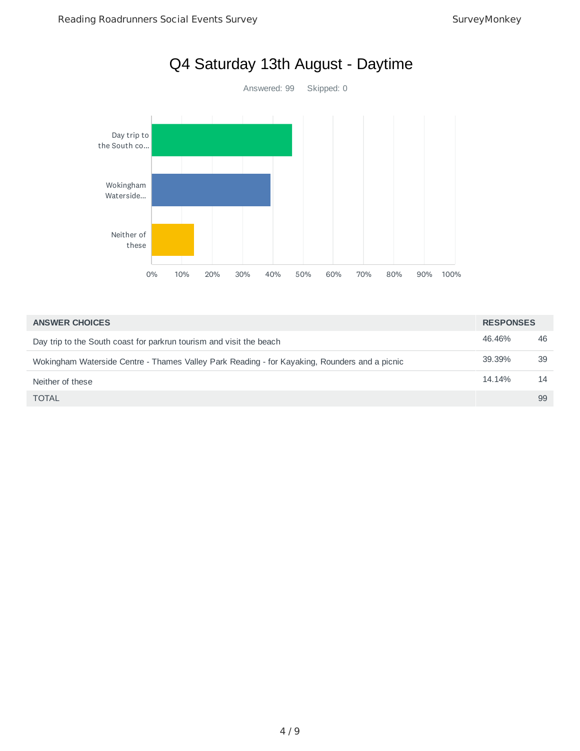# Q4 Saturday 13th August - Daytime

Answered: 99 Skipped: 0

| ANSWER CHOICES | RESPONSES | |
|---|---|---|
| Day trip to the South coast for parkrun tourism and visit the beach | 46.46% | 46 |
| Wokingham Waterside Centre - Thames Valley Park Reading - for Kayaking, Rounders and a picnic | 39.39% | 39 |
| Neither of these | 14.14% | 14 |
| TOTAL | | 99 |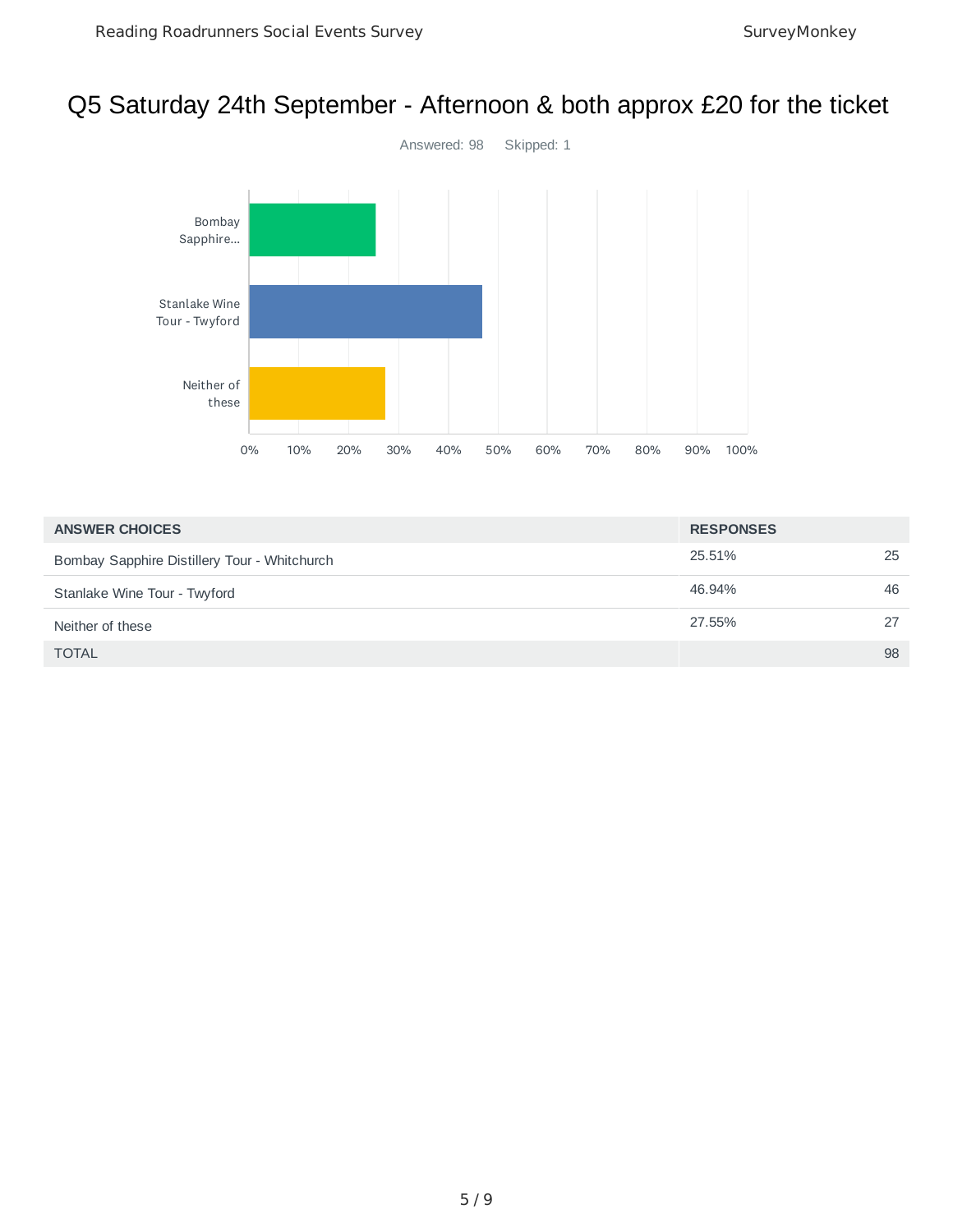# Q5 Saturday 24th September - Afternoon & both approx £20 for the ticket

Answered: 98 Skipped: 1

| ANSWER CHOICES | RESPONSES | |
|---|---|---|
| Bombay Sapphire Distillery Tour - Whitchurch | 25.51% | 25 |
| Stanlake Wine Tour - Twyford | 46.94% | 46 |
| Neither of these | 27.55% | 27 |
| TOTAL | | 98 |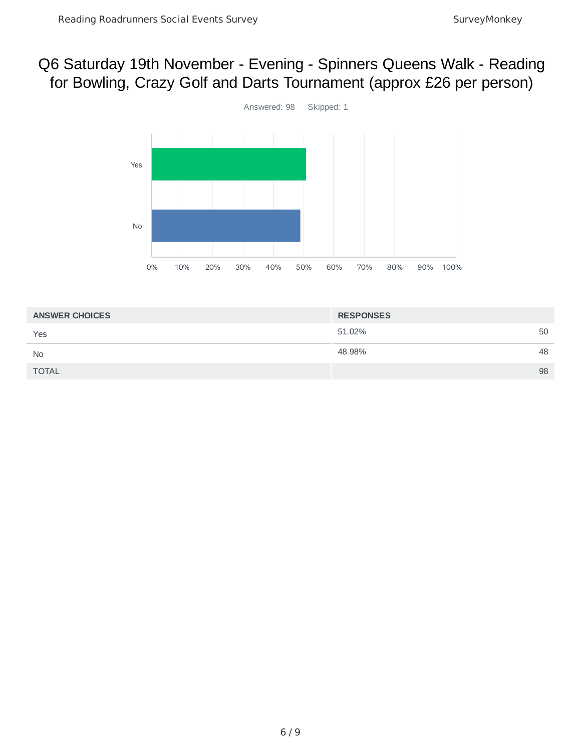# Q6 Saturday 19th November - Evening - Spinners Queens Walk - Reading for Bowling, Crazy Golf and Darts Tournament (approx £26 per person)

Answered: 98    Skipped: 1

| ANSWER CHOICES | RESPONSES | |
|---|---|---|
| Yes | 51.02% | 50 |
| No | 48.98% | 48 |
| TOTAL | | 98 |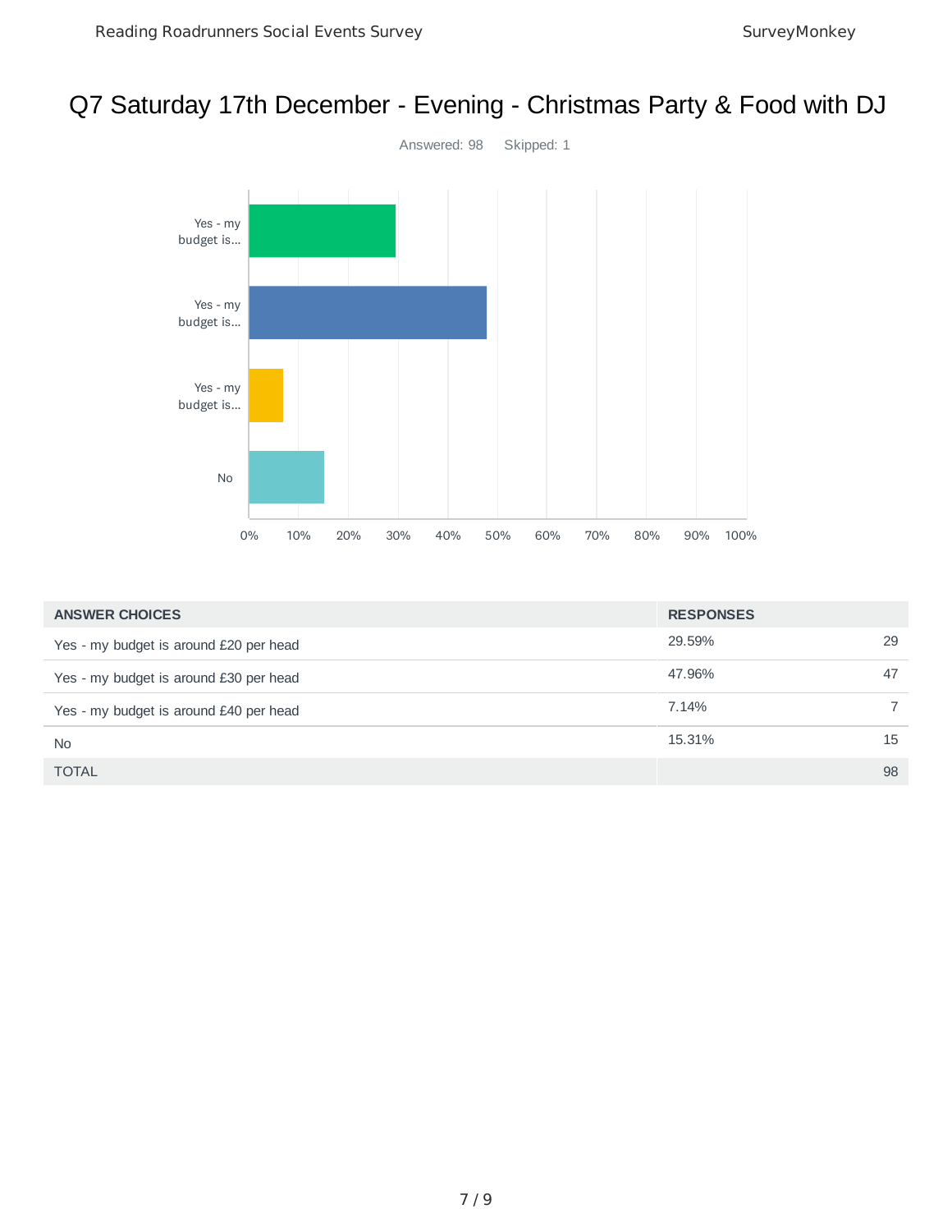# Q7 Saturday 17th December - Evening - Christmas Party & Food with DJ

Answered: 98 Skipped: 1

| ANSWER CHOICES | RESPONSES | |
|---|---|---|
| Yes - my budget is around £20 per head | 29.59% | 29 |
| Yes - my budget is around £30 per head | 47.96% | 47 |
| Yes - my budget is around £40 per head | 7.14% | 7 |
| No | 15.31% | 15 |
| TOTAL | | 98 |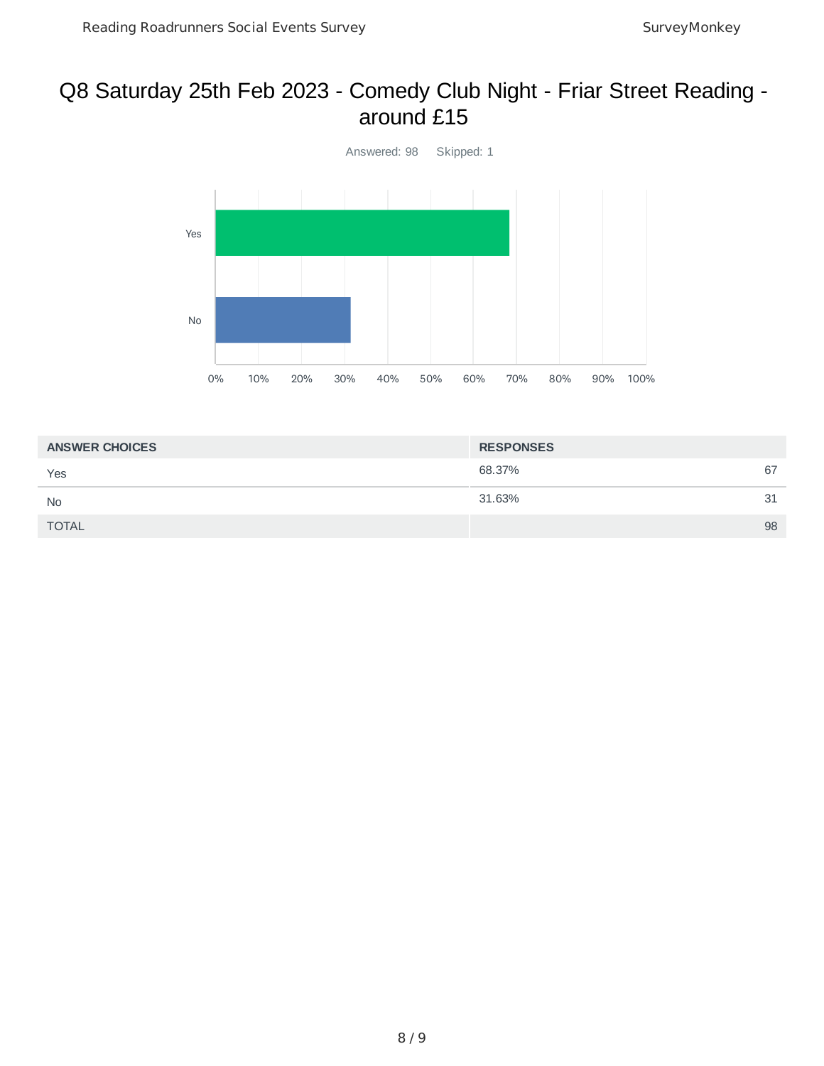# Q8 Saturday 25th Feb 2023 - Comedy Club Night - Friar Street Reading - around £15

Answered: 98 Skipped: 1

| ANSWER CHOICES | RESPONSES | |
|---|---|---|
| Yes | 68.37% | 67 |
| No | 31.63% | 31 |
| TOTAL | | 98 |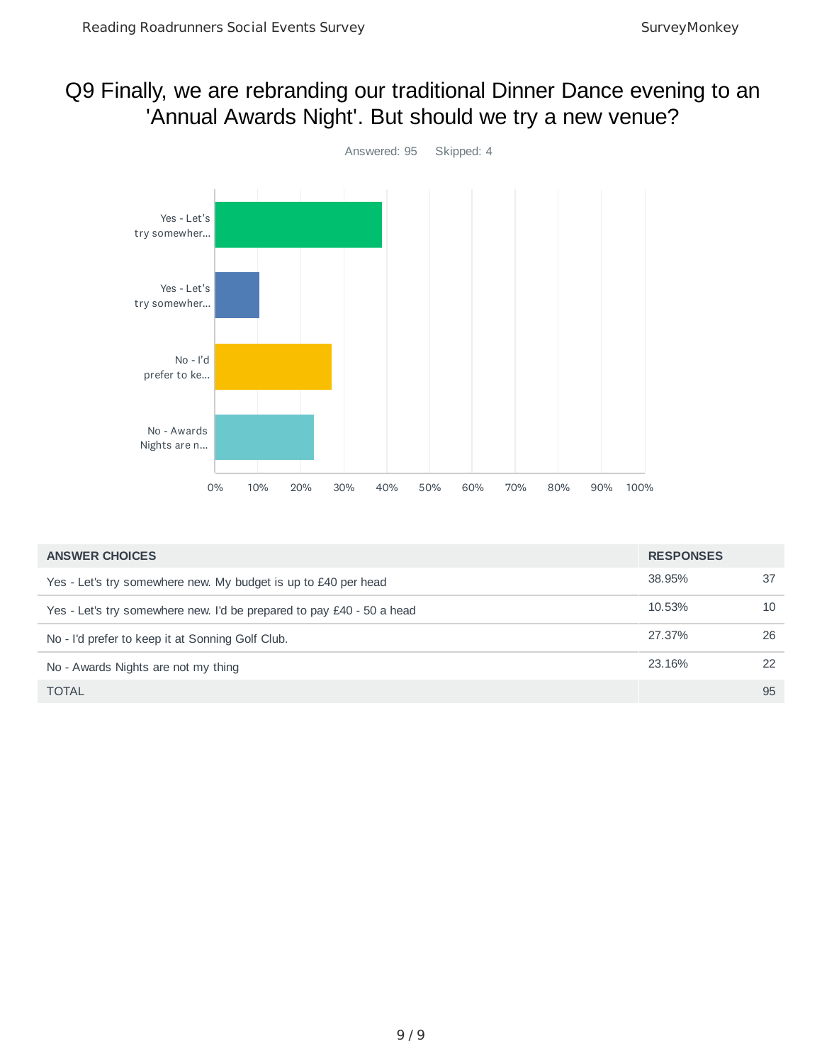# Q9 Finally, we are rebranding our traditional Dinner Dance evening to an 'Annual Awards Night'. But should we try a new venue?

Answered: 95 Skipped: 4

Yes - Let's try somewher...

Yes - Let's try somewher...

No - I'd prefer to ke...

No - Awards Nights are n...

0% 10% 20% 30% 40% 50% 60% 70% 80% 90% 100%

| ANSWER CHOICES | RESPONSES | |
|---|---|---|
| Yes - Let's try somewhere new. My budget is up to £40 per head | 38.95% | 37 |
| Yes - Let's try somewhere new. I'd be prepared to pay £40 - 50 a head | 10.53% | 10 |
| No - I'd prefer to keep it at Sonning Golf Club. | 27.37% | 26 |
| No - Awards Nights are not my thing | 23.16% | 22 |
| TOTAL | | 95 |